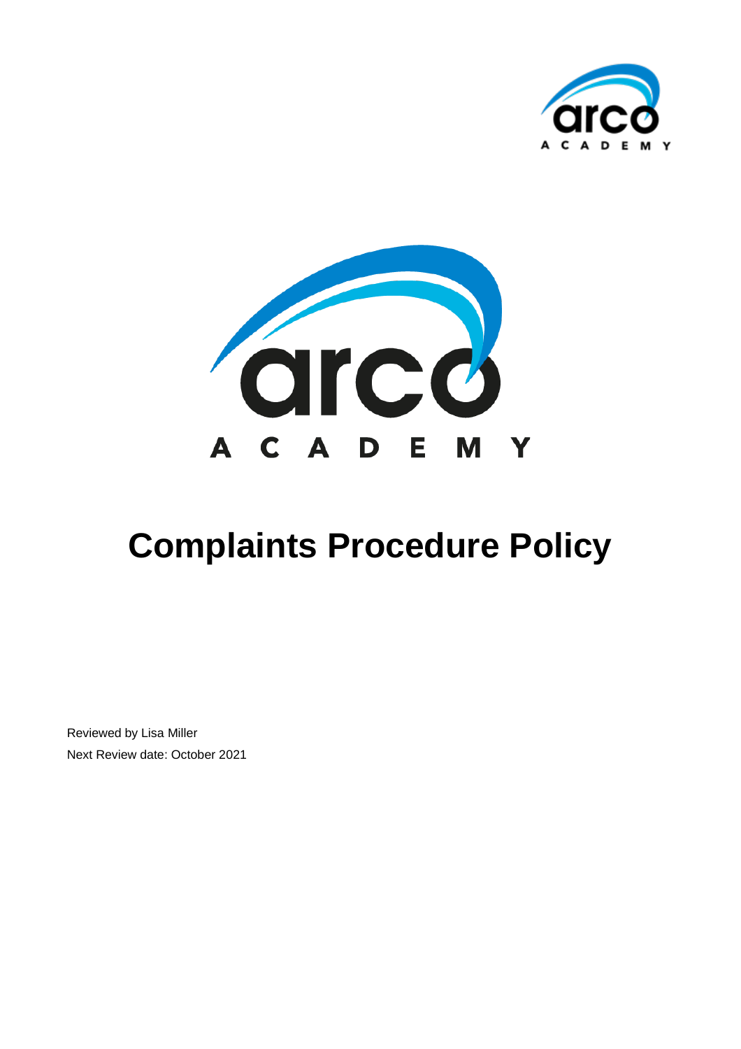# Complaints Procedure Policy

Reviewed by Lisa Miller

Next Review date: October 2021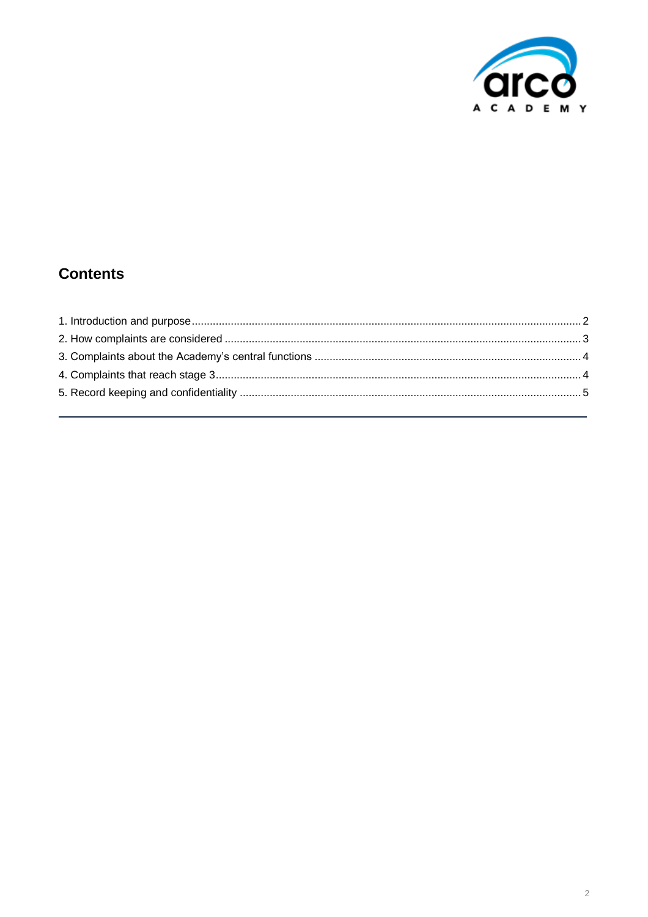## Contents

1. Introduction and purpose ..... 2
2. How complaints are considered ..... 3
3. Complaints about the Academy's central functions ..... 4
4. Complaints that reach stage 3 ..... 4
5. Record keeping and confidentiality ..... 5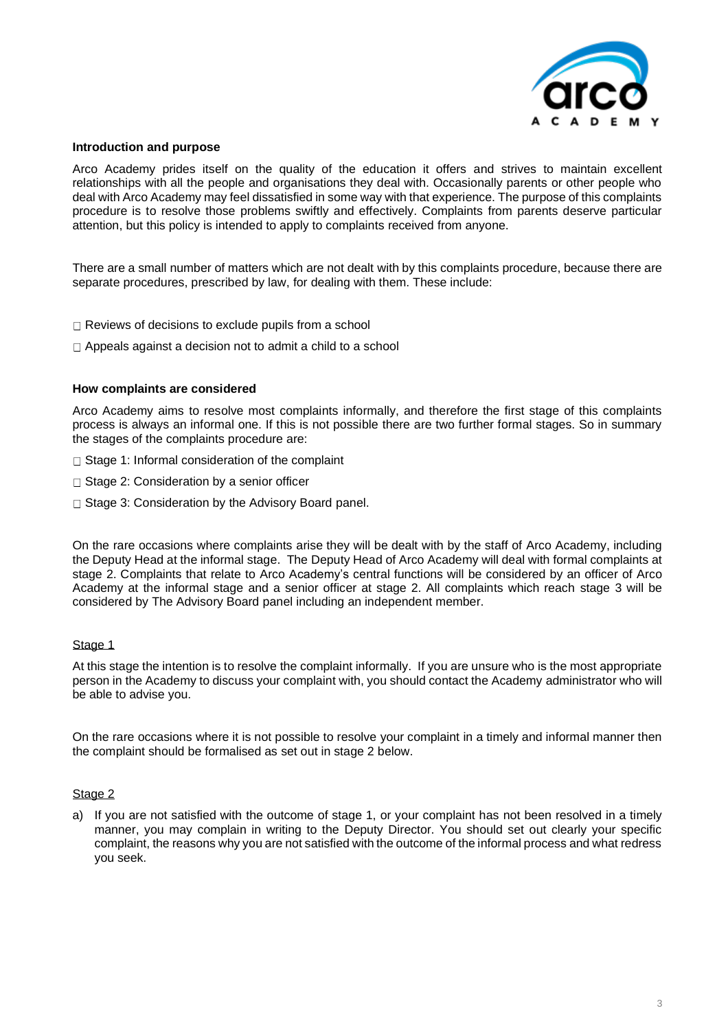**Introduction and purpose**

Arco Academy prides itself on the quality of the education it offers and strives to maintain excellent relationships with all the people and organisations they deal with. Occasionally parents or other people who deal with Arco Academy may feel dissatisfied in some way with that experience. The purpose of this complaints procedure is to resolve those problems swiftly and effectively. Complaints from parents deserve particular attention, but this policy is intended to apply to complaints received from anyone.

There are a small number of matters which are not dealt with by this complaints procedure, because there are separate procedures, prescribed by law, for dealing with them. These include:

- Reviews of decisions to exclude pupils from a school
- Appeals against a decision not to admit a child to a school

**How complaints are considered**

Arco Academy aims to resolve most complaints informally, and therefore the first stage of this complaints process is always an informal one. If this is not possible there are two further formal stages. So in summary the stages of the complaints procedure are:

- Stage 1: Informal consideration of the complaint
- Stage 2: Consideration by a senior officer
- Stage 3: Consideration by the Advisory Board panel.

On the rare occasions where complaints arise they will be dealt with by the staff of Arco Academy, including the Deputy Head at the informal stage. The Deputy Head of Arco Academy will deal with formal complaints at stage 2. Complaints that relate to Arco Academy's central functions will be considered by an officer of Arco Academy at the informal stage and a senior officer at stage 2. All complaints which reach stage 3 will be considered by The Advisory Board panel including an independent member.

Stage 1

At this stage the intention is to resolve the complaint informally. If you are unsure who is the most appropriate person in the Academy to discuss your complaint with, you should contact the Academy administrator who will be able to advise you.

On the rare occasions where it is not possible to resolve your complaint in a timely and informal manner then the complaint should be formalised as set out in stage 2 below.

Stage 2

a) If you are not satisfied with the outcome of stage 1, or your complaint has not been resolved in a timely manner, you may complain in writing to the Deputy Director. You should set out clearly your specific complaint, the reasons why you are not satisfied with the outcome of the informal process and what redress you seek.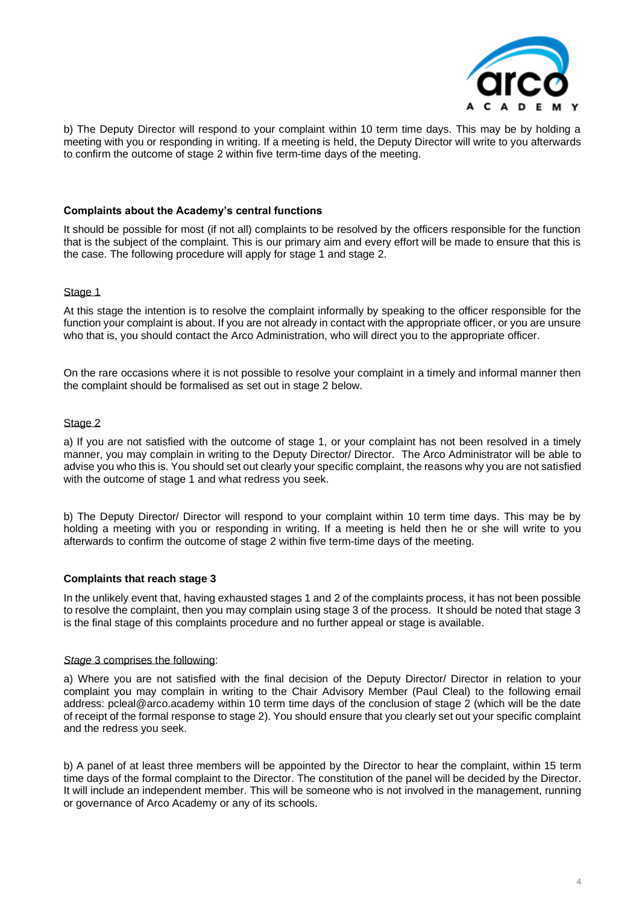b) The Deputy Director will respond to your complaint within 10 term time days. This may be by holding a meeting with you or responding in writing. If a meeting is held, the Deputy Director will write to you afterwards to confirm the outcome of stage 2 within five term-time days of the meeting.

### Complaints about the Academy's central functions

It should be possible for most (if not all) complaints to be resolved by the officers responsible for the function that is the subject of the complaint. This is our primary aim and every effort will be made to ensure that this is the case. The following procedure will apply for stage 1 and stage 2.

Stage 1

At this stage the intention is to resolve the complaint informally by speaking to the officer responsible for the function your complaint is about. If you are not already in contact with the appropriate officer, or you are unsure who that is, you should contact the Arco Administration, who will direct you to the appropriate officer.

On the rare occasions where it is not possible to resolve your complaint in a timely and informal manner then the complaint should be formalised as set out in stage 2 below.

Stage 2

a) If you are not satisfied with the outcome of stage 1, or your complaint has not been resolved in a timely manner, you may complain in writing to the Deputy Director/ Director. The Arco Administrator will be able to advise you who this is. You should set out clearly your specific complaint, the reasons why you are not satisfied with the outcome of stage 1 and what redress you seek.

b) The Deputy Director/ Director will respond to your complaint within 10 term time days. This may be by holding a meeting with you or responding in writing. If a meeting is held then he or she will write to you afterwards to confirm the outcome of stage 2 within five term-time days of the meeting.

### Complaints that reach stage 3

In the unlikely event that, having exhausted stages 1 and 2 of the complaints process, it has not been possible to resolve the complaint, then you may complain using stage 3 of the process. It should be noted that stage 3 is the final stage of this complaints procedure and no further appeal or stage is available.

*Stage* 3 comprises the following:

a) Where you are not satisfied with the final decision of the Deputy Director/ Director in relation to your complaint you may complain in writing to the Chair Advisory Member (Paul Cleal) to the following email address: pcleal@arco.academy within 10 term time days of the conclusion of stage 2 (which will be the date of receipt of the formal response to stage 2). You should ensure that you clearly set out your specific complaint and the redress you seek.

b) A panel of at least three members will be appointed by the Director to hear the complaint, within 15 term time days of the formal complaint to the Director. The constitution of the panel will be decided by the Director. It will include an independent member. This will be someone who is not involved in the management, running or governance of Arco Academy or any of its schools.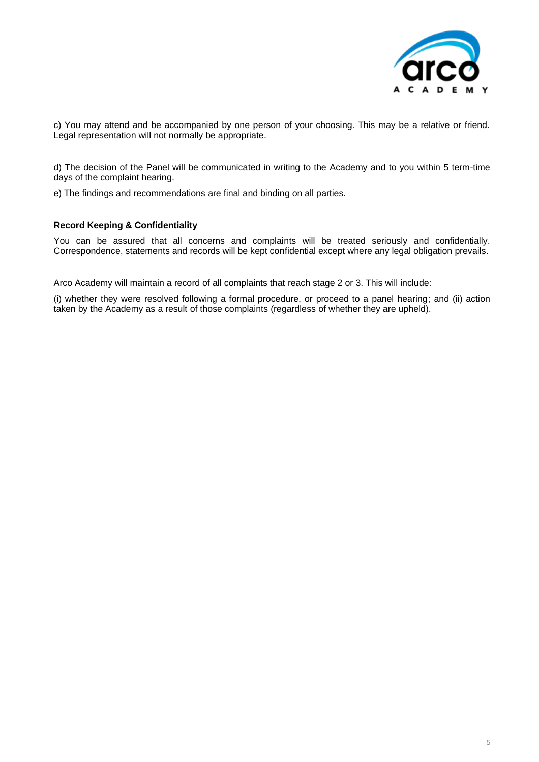c) You may attend and be accompanied by one person of your choosing. This may be a relative or friend. Legal representation will not normally be appropriate.

d) The decision of the Panel will be communicated in writing to the Academy and to you within 5 term-time days of the complaint hearing.

e) The findings and recommendations are final and binding on all parties.

**Record Keeping & Confidentiality**

You can be assured that all concerns and complaints will be treated seriously and confidentially. Correspondence, statements and records will be kept confidential except where any legal obligation prevails.

Arco Academy will maintain a record of all complaints that reach stage 2 or 3. This will include:

(i) whether they were resolved following a formal procedure, or proceed to a panel hearing; and (ii) action taken by the Academy as a result of those complaints (regardless of whether they are upheld).